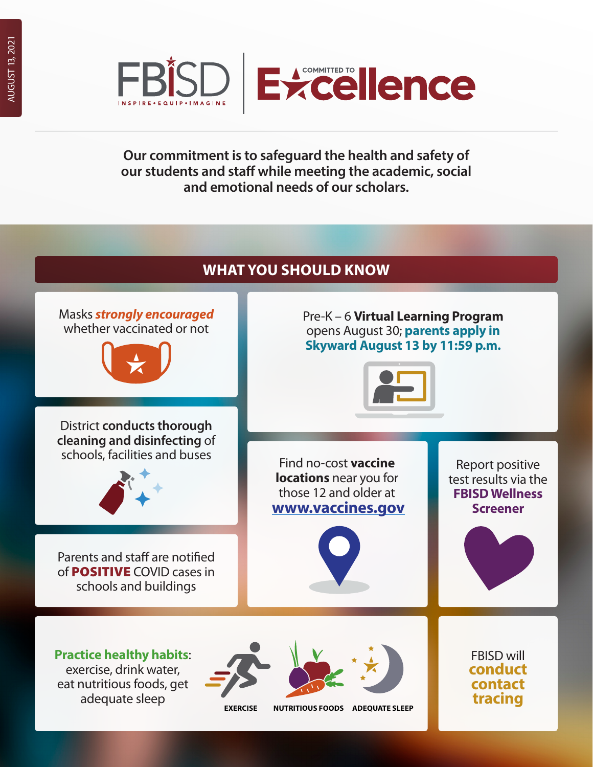AUGUST 13, 2021

FBISD
INSPIRE • EQUIP • IMAGINE

COMMITTED TO Excellence

**Our commitment is to safeguard the health and safety of our students and staff while meeting the academic, social and emotional needs of our scholars.**

## WHAT YOU SHOULD KNOW

Masks ***strongly encouraged*** whether vaccinated or not

Pre-K – 6 **Virtual Learning Program** opens August 30; **parents apply in Skyward August 13 by 11:59 p.m.**

District **conducts thorough cleaning and disinfecting** of schools, facilities and buses

Find no-cost **vaccine locations** near you for those 12 and older at **www.vaccines.gov**

Report positive test results via the **FBISD Wellness Screener**

Parents and staff are notified of **POSITIVE** COVID cases in schools and buildings

**Practice healthy habits**: exercise, drink water, eat nutritious foods, get adequate sleep

**EXERCISE** | **NUTRITIOUS FOODS** | **ADEQUATE SLEEP**

FBISD will **conduct contact tracing**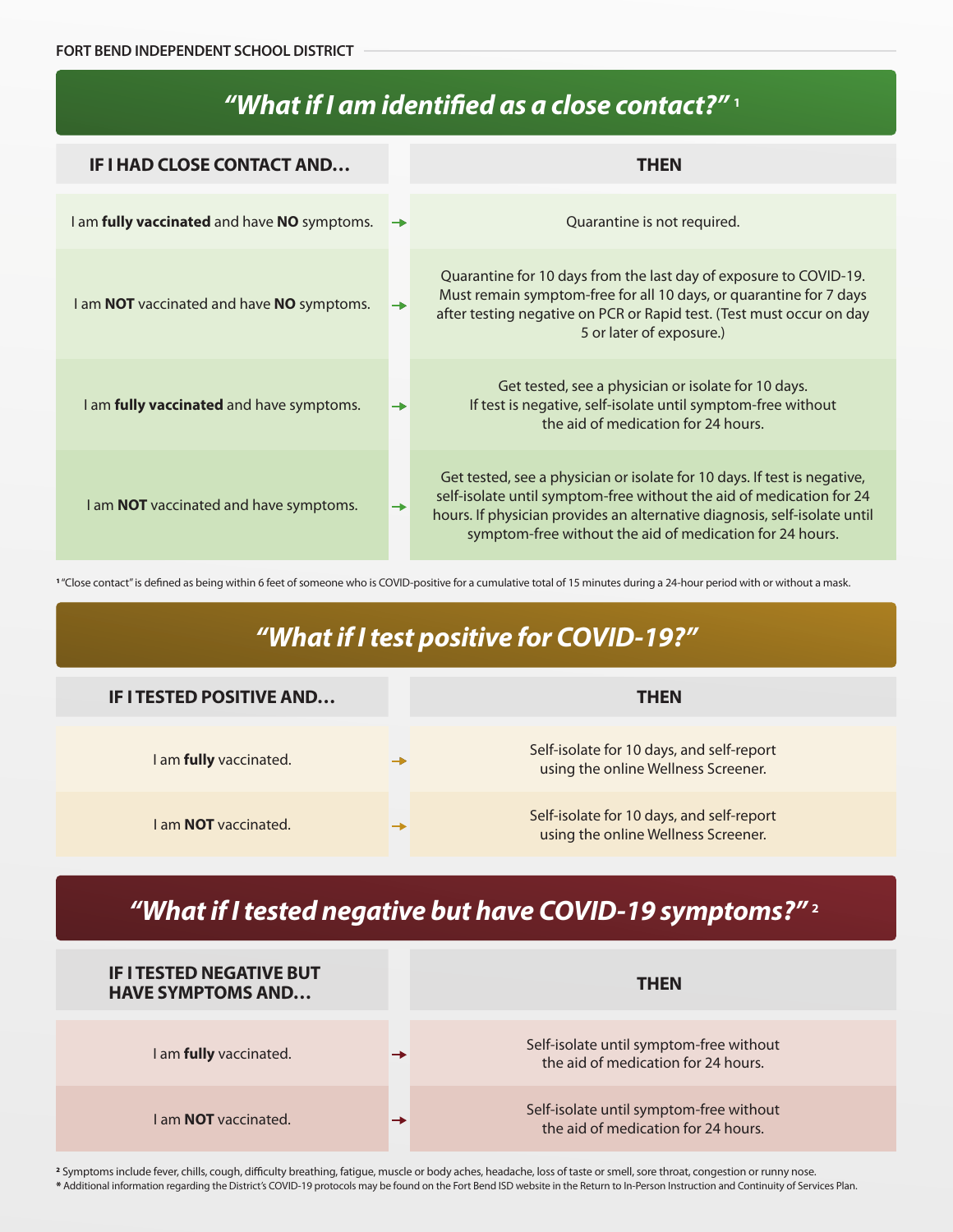## *"What if I am identified as a close contact?"*[1]

| IF I HAD CLOSE CONTACT AND… | THEN |
|---|---|
| I am **fully vaccinated** and have **NO** symptoms. | Quarantine is not required. |
| I am **NOT** vaccinated and have **NO** symptoms. | Quarantine for 10 days from the last day of exposure to COVID-19. Must remain symptom-free for all 10 days, or quarantine for 7 days after testing negative on PCR or Rapid test. (Test must occur on day 5 or later of exposure.) |
| I am **fully vaccinated** and have symptoms. | Get tested, see a physician or isolate for 10 days. If test is negative, self-isolate until symptom-free without the aid of medication for 24 hours. |
| I am **NOT** vaccinated and have symptoms. | Get tested, see a physician or isolate for 10 days. If test is negative, self-isolate until symptom-free without the aid of medication for 24 hours. If physician provides an alternative diagnosis, self-isolate until symptom-free without the aid of medication for 24 hours. |

[1] "Close contact" is defined as being within 6 feet of someone who is COVID-positive for a cumulative total of 15 minutes during a 24-hour period with or without a mask.

## *"What if I test positive for COVID-19?"*

| IF I TESTED POSITIVE AND… | THEN |
|---|---|
| I am **fully** vaccinated. | Self-isolate for 10 days, and self-report using the online Wellness Screener. |
| I am **NOT** vaccinated. | Self-isolate for 10 days, and self-report using the online Wellness Screener. |

## *"What if I tested negative but have COVID-19 symptoms?"*[2]

| IF I TESTED NEGATIVE BUT HAVE SYMPTOMS AND… | THEN |
|---|---|
| I am **fully** vaccinated. | Self-isolate until symptom-free without the aid of medication for 24 hours. |
| I am **NOT** vaccinated. | Self-isolate until symptom-free without the aid of medication for 24 hours. |

[2] Symptoms include fever, chills, cough, difficulty breathing, fatigue, muscle or body aches, headache, loss of taste or smell, sore throat, congestion or runny nose.

* Additional information regarding the District's COVID-19 protocols may be found on the Fort Bend ISD website in the Return to In-Person Instruction and Continuity of Services Plan.